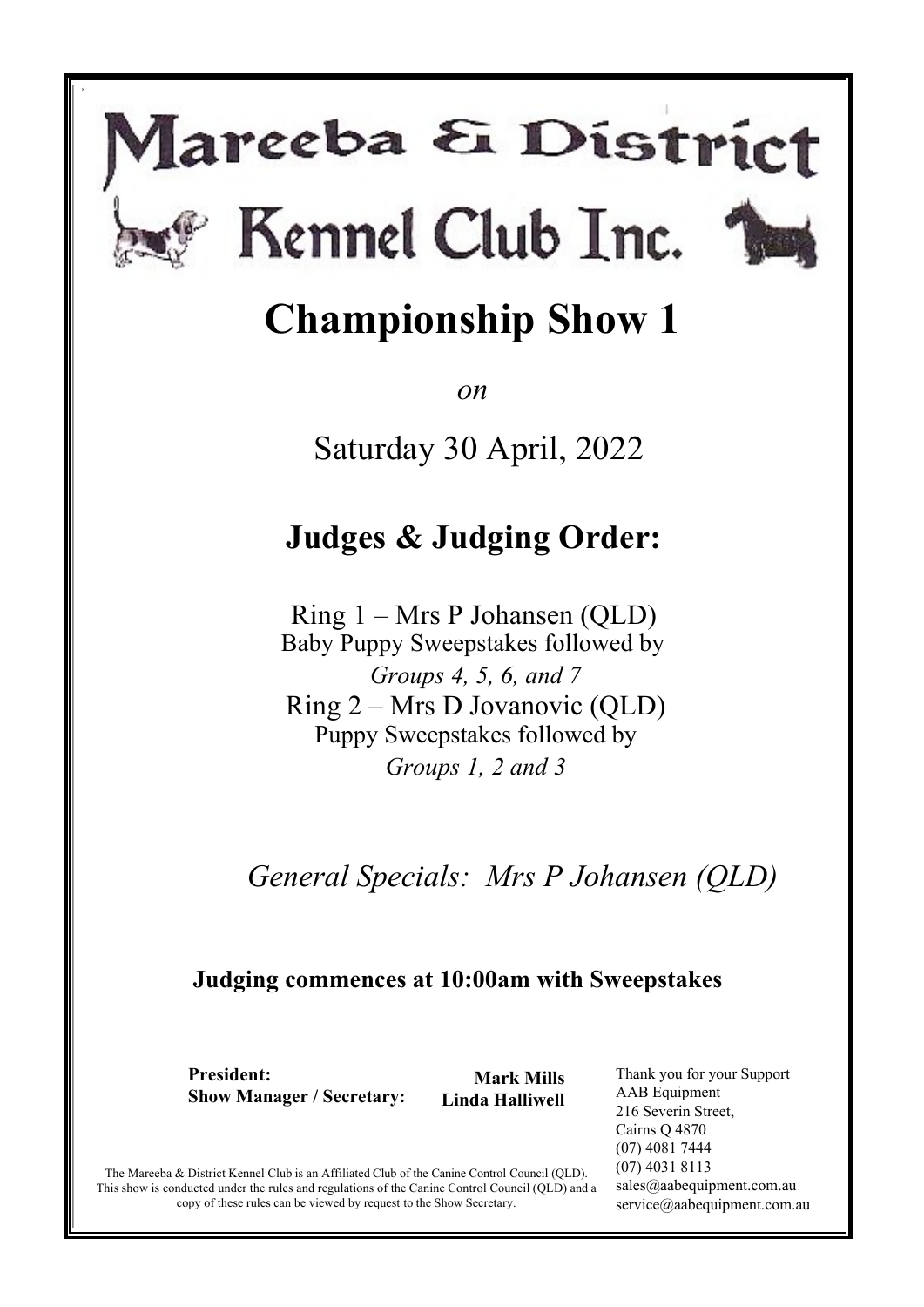# Mareeba & District Kennel Club Inc.

# Championship Show 1

*on*

Saturday 30 April, 2022

## Judges & Judging Order:

Ring 1 – Mrs P Johansen (QLD)
Baby Puppy Sweepstakes followed by
*Groups 4, 5, 6, and 7*

Ring 2 – Mrs D Jovanovic (QLD)
Puppy Sweepstakes followed by
*Groups 1, 2 and 3*

*General Specials: Mrs P Johansen (QLD)*

**Judging commences at 10:00am with Sweepstakes**

**President:** **Mark Mills**
**Show Manager / Secretary:** **Linda Halliwell**

Thank you for your Support
AAB Equipment
216 Severin Street,
Cairns Q 4870
(07) 4081 7444
(07) 4031 8113
sales@aabequipment.com.au
service@aabequipment.com.au

The Mareeba & District Kennel Club is an Affiliated Club of the Canine Control Council (QLD). This show is conducted under the rules and regulations of the Canine Control Council (QLD) and a copy of these rules can be viewed by request to the Show Secretary.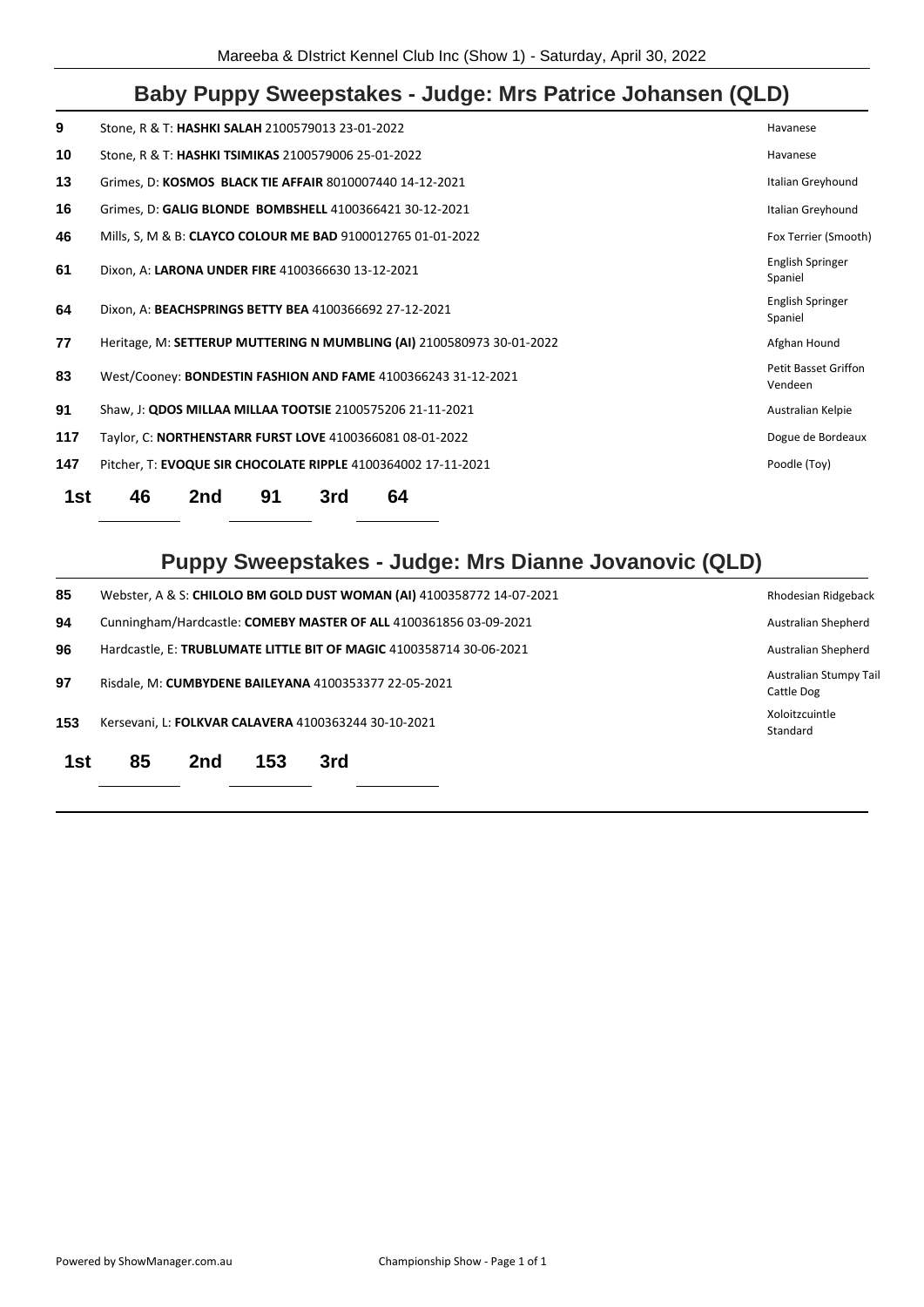## Baby Puppy Sweepstakes - Judge: Mrs Patrice Johansen (QLD)

| | | |
|---|---|---|
| **9** | Stone, R & T: **HASHKI SALAH** 2100579013 23-01-2022 | Havanese |
| **10** | Stone, R & T: **HASHKI TSIMIKAS** 2100579006 25-01-2022 | Havanese |
| **13** | Grimes, D: **KOSMOS BLACK TIE AFFAIR** 8010007440 14-12-2021 | Italian Greyhound |
| **16** | Grimes, D: **GALIG BLONDE BOMBSHELL** 4100366421 30-12-2021 | Italian Greyhound |
| **46** | Mills, S, M & B: **CLAYCO COLOUR ME BAD** 9100012765 01-01-2022 | Fox Terrier (Smooth) |
| **61** | Dixon, A: **LARONA UNDER FIRE** 4100366630 13-12-2021 | English Springer Spaniel |
| **64** | Dixon, A: **BEACHSPRINGS BETTY BEA** 4100366692 27-12-2021 | English Springer Spaniel |
| **77** | Heritage, M: **SETTERUP MUTTERING N MUMBLING (AI)** 2100580973 30-01-2022 | Afghan Hound |
| **83** | West/Cooney: **BONDESTIN FASHION AND FAME** 4100366243 31-12-2021 | Petit Basset Griffon Vendeen |
| **91** | Shaw, J: **QDOS MILLAA MILLAA TOOTSIE** 2100575206 21-11-2021 | Australian Kelpie |
| **117** | Taylor, C: **NORTHENSTARR FURST LOVE** 4100366081 08-01-2022 | Dogue de Bordeaux |
| **147** | Pitcher, T: **EVOQUE SIR CHOCOLATE RIPPLE** 4100364002 17-11-2021 | Poodle (Toy) |

**1st** 46 **2nd** 91 **3rd** 64

## Puppy Sweepstakes - Judge: Mrs Dianne Jovanovic (QLD)

| | | |
|---|---|---|
| **85** | Webster, A & S: **CHILOLO BM GOLD DUST WOMAN (AI)** 4100358772 14-07-2021 | Rhodesian Ridgeback |
| **94** | Cunningham/Hardcastle: **COMEBY MASTER OF ALL** 4100361856 03-09-2021 | Australian Shepherd |
| **96** | Hardcastle, E: **TRUBLUMATE LITTLE BIT OF MAGIC** 4100358714 30-06-2021 | Australian Shepherd |
| **97** | Risdale, M: **CUMBYDENE BAILEYANA** 4100353377 22-05-2021 | Australian Stumpy Tail Cattle Dog |
| **153** | Kersevani, L: **FOLKVAR CALAVERA** 4100363244 30-10-2021 | Xoloitzcuintle Standard |

**1st** 85 **2nd** 153 **3rd**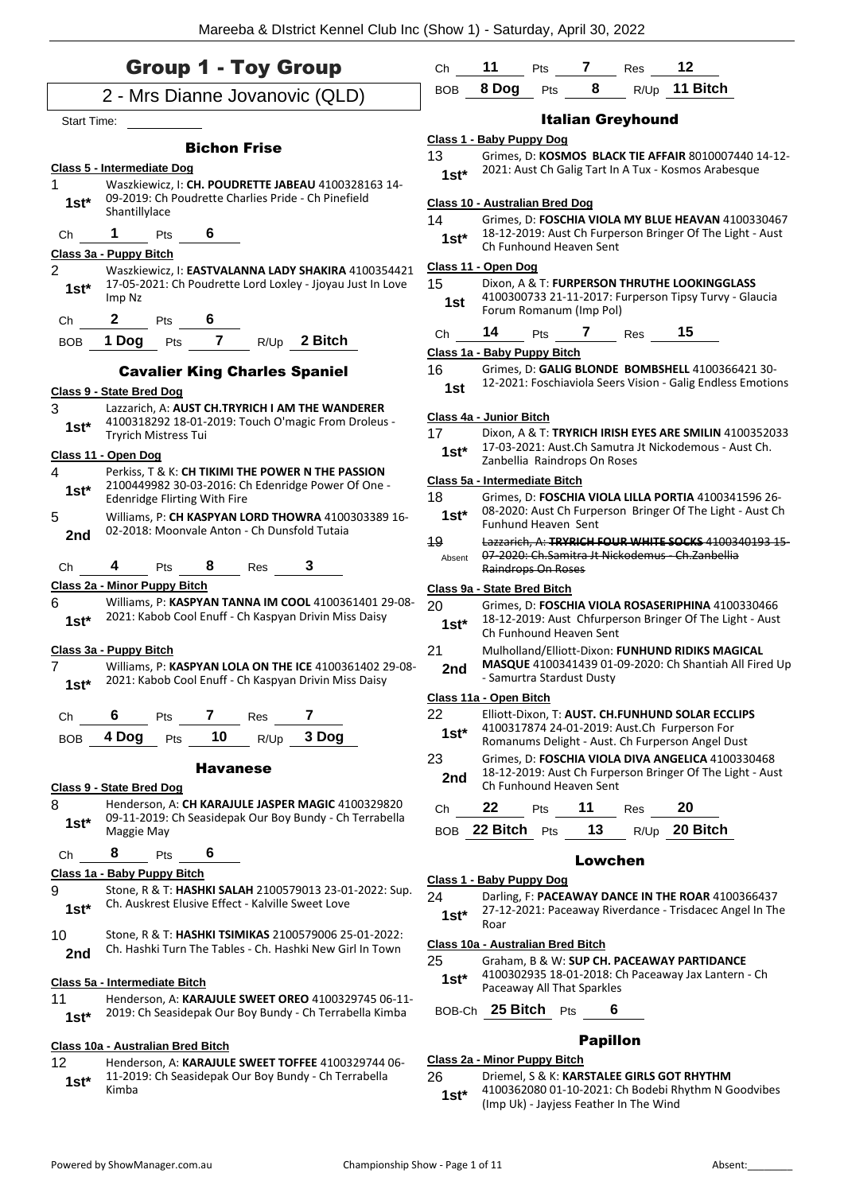# Group 1 - Toy Group

## 2 - Mrs Dianne Jovanovic (QLD)

Start Time:

### Bichon Frise

**Class 5 - Intermediate Dog**

1 — **1st*** — Waszkiewicz, I: **CH. POUDRETTE JABEAU** 4100328163 14-09-2019: Ch Poudrette Charlies Pride - Ch Pinefield Shantillylace

Ch 1 Pts 6

**Class 3a - Puppy Bitch**

2 — **1st*** — Waszkiewicz, I: **EASTVALANNA LADY SHAKIRA** 4100354421 17-05-2021: Ch Poudrette Lord Loxley - Jjoyau Just In Love Imp Nz

Ch 2 Pts 6

BOB 1 Dog Pts 7 R/Up 2 Bitch

### Cavalier King Charles Spaniel

**Class 9 - State Bred Dog**

3 — **1st*** — Lazzarich, A: **AUST CH.TRYRICH I AM THE WANDERER** 4100318292 18-01-2019: Touch O'magic From Droleus - Tryrich Mistress Tui

**Class 11 - Open Dog**

4 — **1st*** — Perkiss, T & K: **CH TIKIMI THE POWER N THE PASSION** 2100449982 30-03-2016: Ch Edenridge Power Of One - Edenridge Flirting With Fire

5 — **2nd** — Williams, P: **CH KASPYAN LORD THOWRA** 4100303389 16-02-2018: Moonvale Anton - Ch Dunsfold Tutaia

Ch 4 Pts 8 Res 3

**Class 2a - Minor Puppy Bitch**

6 — **1st*** — Williams, P: **KASPYAN TANNA IM COOL** 4100361401 29-08-2021: Kabob Cool Enuff - Ch Kaspyan Drivin Miss Daisy

**Class 3a - Puppy Bitch**

7 — **1st*** — Williams, P: **KASPYAN LOLA ON THE ICE** 4100361402 29-08-2021: Kabob Cool Enuff - Ch Kaspyan Drivin Miss Daisy

Ch 6 Pts 7 Res 7

BOB 4 Dog Pts 10 R/Up 3 Dog

### Havanese

**Class 9 - State Bred Dog**

8 — **1st*** — Henderson, A: **CH KARAJULE JASPER MAGIC** 4100329820 09-11-2019: Ch Seasidepak Our Boy Bundy - Ch Terrabella Maggie May

Ch 8 Pts 6

**Class 1a - Baby Puppy Bitch**

9 — **1st*** — Stone, R & T: **HASHKI SALAH** 2100579013 23-01-2022: Sup. Ch. Auskrest Elusive Effect - Kalville Sweet Love

10 — **2nd** — Stone, R & T: **HASHKI TSIMIKAS** 2100579006 25-01-2022: Ch. Hashki Turn The Tables - Ch. Hashki New Girl In Town

**Class 5a - Intermediate Bitch**

11 — **1st*** — Henderson, A: **KARAJULE SWEET OREO** 4100329745 06-11-2019: Ch Seasidepak Our Boy Bundy - Ch Terrabella Kimba

**Class 10a - Australian Bred Bitch**

12 — **1st*** — Henderson, A: **KARAJULE SWEET TOFFEE** 4100329744 06-11-2019: Ch Seasidepak Our Boy Bundy - Ch Terrabella Kimba

Ch 11 Pts 7 Res 12

BOB 8 Dog Pts 8 R/Up 11 Bitch

### Italian Greyhound

**Class 1 - Baby Puppy Dog**

13 — **1st*** — Grimes, D: **KOSMOS BLACK TIE AFFAIR** 8010007440 14-12-2021: Aust Ch Galig Tart In A Tux - Kosmos Arabesque

**Class 10 - Australian Bred Dog**

14 — **1st*** — Grimes, D: **FOSCHIA VIOLA MY BLUE HEAVAN** 4100330467 18-12-2019: Aust Ch Furperson Bringer Of The Light - Aust Ch Funhound Heaven Sent

**Class 11 - Open Dog**

15 — **1st** — Dixon, A & T: **FURPERSON THRUTHE LOOKINGGLASS** 4100300733 21-11-2017: Furperson Tipsy Turvy - Glaucia Forum Romanum (Imp Pol)

Ch 14 Pts 7 Res 15

**Class 1a - Baby Puppy Bitch**

16 — **1st** — Grimes, D: **GALIG BLONDE BOMBSHELL** 4100366421 30-12-2021: Foschiaviola Seers Vision - Galig Endless Emotions

**Class 4a - Junior Bitch**

17 — **1st*** — Dixon, A & T: **TRYRICH IRISH EYES ARE SMILIN** 4100352033 17-03-2021: Aust.Ch Samutra Jt Nickodemous - Aust Ch. Zanbellia Raindrops On Roses

**Class 5a - Intermediate Bitch**

18 — **1st*** — Grimes, D: **FOSCHIA VIOLA LILLA PORTIA** 4100341596 26-08-2020: Aust Ch Furperson Bringer Of The Light - Aust Ch Funhund Heaven Sent

19 — Absent — ~~Lazzarich, A: **TRYRICH FOUR WHITE SOCKS** 4100340193 15-07-2020: Ch.Samitra Jt Nickodemus - Ch.Zanbellia Raindrops On Roses~~

**Class 9a - State Bred Bitch**

20 — **1st*** — Grimes, D: **FOSCHIA VIOLA ROSASERIPHINA** 4100330466 18-12-2019: Aust Chfurperson Bringer Of The Light - Aust Ch Funhound Heaven Sent

21 — **2nd** — Mulholland/Elliott-Dixon: **FUNHUND RIDIKS MAGICAL MASQUE** 4100341439 01-09-2020: Ch Shantiah All Fired Up - Samurtra Stardust Dusty

**Class 11a - Open Bitch**

22 — **1st*** — Elliott-Dixon, T: **AUST. CH.FUNHUND SOLAR ECCLIPS** 4100317874 24-01-2019: Aust.Ch Furperson For Romanums Delight - Aust. Ch Furperson Angel Dust

23 — **2nd** — Grimes, D: **FOSCHIA VIOLA DIVA ANGELICA** 4100330468 18-12-2019: Aust Ch Furperson Bringer Of The Light - Aust Ch Funhound Heaven Sent

Ch 22 Pts 11 Res 20

BOB 22 Bitch Pts 13 R/Up 20 Bitch

### Lowchen

**Class 1 - Baby Puppy Dog**

24 — **1st*** — Darling, F: **PACEAWAY DANCE IN THE ROAR** 4100366437 27-12-2021: Paceaway Riverdance - Trisdacec Angel In The Roar

**Class 10a - Australian Bred Bitch**

25 — **1st*** — Graham, B & W: **SUP CH. PACEAWAY PARTIDANCE** 4100302935 18-01-2018: Ch Paceaway Jax Lantern - Ch Paceaway All That Sparkles

BOB-Ch 25 Bitch Pts 6

### Papillon

**Class 2a - Minor Puppy Bitch**

26 — **1st*** — Driemel, S & K: **KARSTALEE GIRLS GOT RHYTHM** 4100362080 01-10-2021: Ch Bodebi Rhythm N Goodvibes (Imp Uk) - Jayjess Feather In The Wind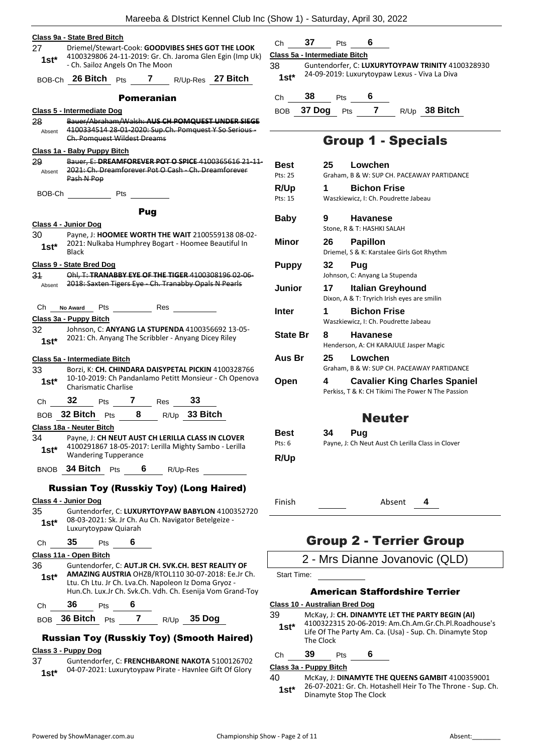**Class 9a - State Bred Bitch**

27 1st* Driemel/Stewart-Cook: **GOODVIBES SHES GOT THE LOOK** 4100329806 24-11-2019: Gr. Ch. Jaroma Glen Egin (Imp Uk) - Ch. Sailoz Angels On The Moon

BOB-Ch **26 Bitch** Pts **7** R/Up-Res **27 Bitch**

### Pomeranian

**Class 5 - Intermediate Dog**

28 Absent ~~Bauer/Abraham/Walsh: **AUS CH POMQUEST UNDER SIEGE** 4100334514 28-01-2020: Sup.Ch. Pomquest Y So Serious - Ch. Pomquest Wildest Dreams~~

**Class 1a - Baby Puppy Bitch**

29 Absent ~~Bauer, E: **DREAMFOREVER POT O SPICE** 4100365616 21-11-2021: Ch. Dreamforever Pot O Cash - Ch. Dreamforever Pash N Pop~~

BOB-Ch ______ Pts ______

### Pug

**Class 4 - Junior Dog**

30 1st* Payne, J: **HOOMEE WORTH THE WAIT** 2100559138 08-02-2021: Nulkaba Humphrey Bogart - Hoomee Beautiful In Black

**Class 9 - State Bred Dog**

31 Absent ~~Ohl, T: **TRANABBY EYE OF THE TIGER** 4100308196 02-06-2018: Saxten Tigers Eye - Ch. Tranabby Opals N Pearls~~

Ch **No Award** Pts ______ Res ______

**Class 3a - Puppy Bitch**

32 1st* Johnson, C: **ANYANG LA STUPENDA** 4100356692 13-05-2021: Ch. Anyang The Scribbler - Anyang Dicey Riley

**Class 5a - Intermediate Bitch**

33 1st* Borzi, K: **CH. CHINDARA DAISYPETAL PICKIN** 4100328766 10-10-2019: Ch Pandanlamo Petitt Monsieur - Ch Openova Charismatic Charlise

Ch **32** Pts **7** Res **33**

BOB **32 Bitch** Pts **8** R/Up **33 Bitch**

**Class 18a - Neuter Bitch**

34 1st* Payne, J: **CH NEUT AUST CH LERILLA CLASS IN CLOVER** 4100291867 18-05-2017: Lerilla Mighty Sambo - Lerilla Wandering Tupperance

BNOB **34 Bitch** Pts **6** R/Up-Res ______

### Russian Toy (Russkiy Toy) (Long Haired)

**Class 4 - Junior Dog**

35 1st* Guntendorfer, C: **LUXURYTOYPAW BABYLON** 4100352720 08-03-2021: Sk. Jr Ch. Au Ch. Navigator Betelgeize - Luxurytoypaw Quiarah

Ch **35** Pts **6**

**Class 11a - Open Bitch**

36 1st* Guntendorfer, C: **AUT.JR CH. SVK.CH. BEST REALITY OF AMAZING AUSTRIA** OHZB/RTOL110 30-07-2018: Ee.Jr Ch. Ltu. Jr Ch. Lva.Ch. Napoleon Iz Doma Gryoz - Hun.Ch. Lux.Jr Ch. Svk.Ch. Vdh. Ch. Esenija Vom Grand-Toy

Ch **36** Pts **6**

BOB **36 Bitch** Pts **7** R/Up **35 Dog**

### Russian Toy (Russkiy Toy) (Smooth Haired)

**Class 3 - Puppy Dog**

37 1st* Guntendorfer, C: **FRENCHBARONE NAKOTA** 5100126702 04-07-2021: Luxurytoypaw Pirate - Havnlee Gift Of Glory

Ch **37** Pts **6**

**Class 5a - Intermediate Bitch**

38 1st* Guntendorfer, C: **LUXURYTOYPAW TRINITY** 4100328930 24-09-2019: Luxurytoypaw Lexus - Viva La Diva

Ch **38** Pts **6**

BOB **37 Dog** Pts **7** R/Up **38 Bitch**

## Group 1 - Specials

| | | | |
|---|---|---|---|
| **Best** (Pts: 25) | 25 | **Lowchen** | Graham, B & W: SUP CH. PACEAWAY PARTIDANCE |
| **R/Up** (Pts: 15) | 1 | **Bichon Frise** | Waszkiewicz, I: Ch. Poudrette Jabeau |
| **Baby** | 9 | **Havanese** | Stone, R & T: HASHKI SALAH |
| **Minor** | 26 | **Papillon** | Driemel, S & K: Karstalee Girls Got Rhythm |
| **Puppy** | 32 | **Pug** | Johnson, C: Anyang La Stupenda |
| **Junior** | 17 | **Italian Greyhound** | Dixon, A & T: Tryrich Irish eyes are smilin |
| **Inter** | 1 | **Bichon Frise** | Waszkiewicz, I: Ch. Poudrette Jabeau |
| **State Br** | 8 | **Havanese** | Henderson, A: CH KARAJULE Jasper Magic |
| **Aus Br** | 25 | **Lowchen** | Graham, B & W: SUP CH. PACEAWAY PARTIDANCE |
| **Open** | 4 | **Cavalier King Charles Spaniel** | Perkiss, T & K: CH Tikimi The Power N The Passion |

## Neuter

| | | | |
|---|---|---|---|
| **Best** (Pts: 6) | 34 | **Pug** | Payne, J: Ch Neut Aust Ch Lerilla Class in Clover |
| **R/Up** | | | |

Finish ______ Absent **4**

## Group 2 - Terrier Group

2 - Mrs Dianne Jovanovic (QLD)

Start Time: ______

### American Staffordshire Terrier

**Class 10 - Australian Bred Dog**

39 1st* McKay, J: **CH. DINAMYTE LET THE PARTY BEGIN (AI)** 4100322315 20-06-2019: Am.Ch.Am.Gr.Ch.Pl.Roadhouse's Life Of The Party Am. Ca. (Usa) - Sup. Ch. Dinamyte Stop The Clock

Ch **39** Pts **6**

**Class 3a - Puppy Bitch**

40 1st* McKay, J: **DINAMYTE THE QUEENS GAMBIT** 4100359001 26-07-2021: Gr. Ch. Hotashell Heir To The Throne - Sup. Ch. Dinamyte Stop The Clock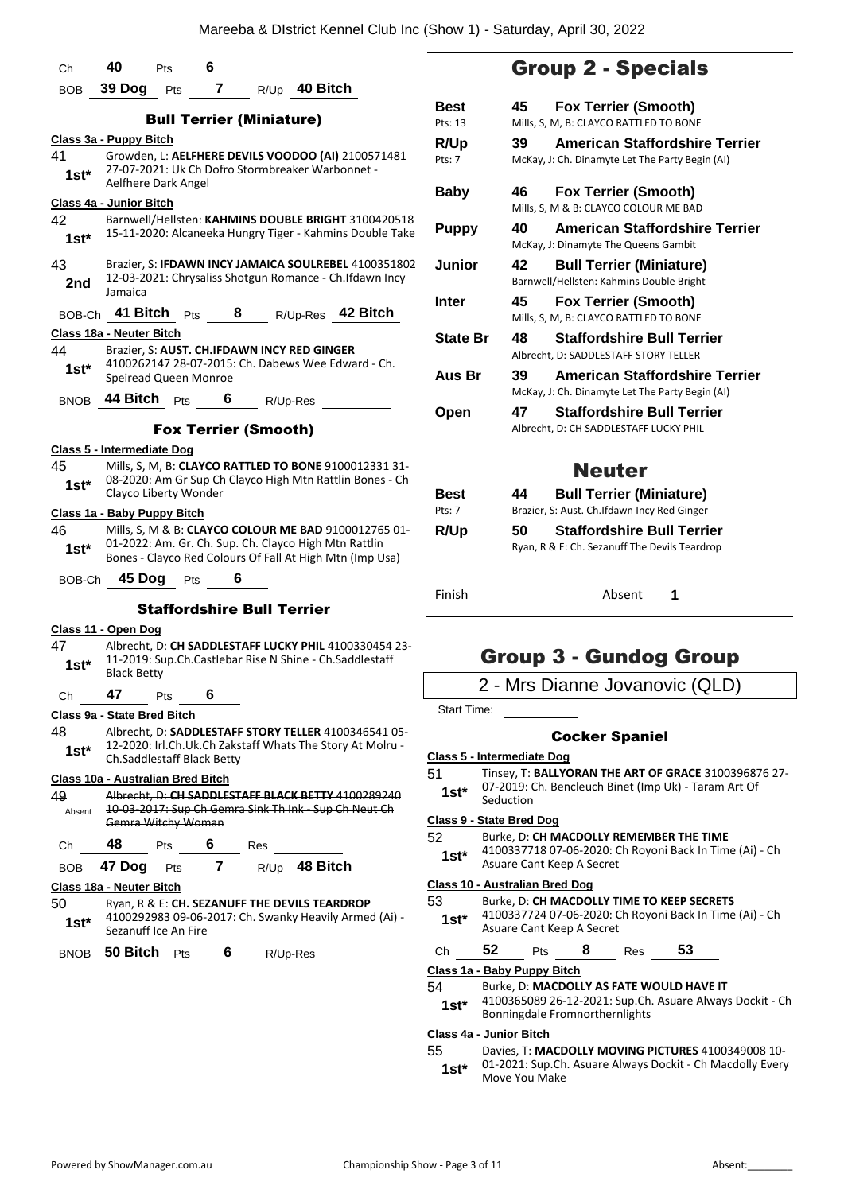Ch **40** Pts **6**

BOB **39 Dog** Pts **7** R/Up **40 Bitch**

### Bull Terrier (Miniature)

**Class 3a - Puppy Bitch**

41 **1st*** Growden, L: **AELFHERE DEVILS VOODOO (AI)** 2100571481 27-07-2021: Uk Ch Dofro Stormbreaker Warbonnet - Aelfhere Dark Angel

**Class 4a - Junior Bitch**

42 **1st*** Barnwell/Hellsten: **KAHMINS DOUBLE BRIGHT** 3100420518 15-11-2020: Alcaneeka Hungry Tiger - Kahmins Double Take

43 **2nd** Brazier, S: **IFDAWN INCY JAMAICA SOULREBEL** 4100351802 12-03-2021: Chrysaliss Shotgun Romance - Ch.Ifdawn Incy Jamaica

BOB-Ch **41 Bitch** Pts **8** R/Up-Res **42 Bitch**

**Class 18a - Neuter Bitch**

44 **1st*** Brazier, S: **AUST. CH.IFDAWN INCY RED GINGER** 4100262147 28-07-2015: Ch. Dabews Wee Edward - Ch. Speiread Queen Monroe

BNOB **44 Bitch** Pts **6** R/Up-Res

### Fox Terrier (Smooth)

**Class 5 - Intermediate Dog**

45 **1st*** Mills, S, M, B: **CLAYCO RATTLED TO BONE** 9100012331 31-08-2020: Am Gr Sup Ch Clayco High Mtn Rattlin Bones - Ch Clayco Liberty Wonder

**Class 1a - Baby Puppy Bitch**

46 **1st*** Mills, S, M & B: **CLAYCO COLOUR ME BAD** 9100012765 01-01-2022: Am. Gr. Ch. Sup. Ch. Clayco High Mtn Rattlin Bones - Clayco Red Colours Of Fall At High Mtn (Imp Usa)

BOB-Ch **45 Dog** Pts **6**

### Staffordshire Bull Terrier

**Class 11 - Open Dog**

47 **1st*** Albrecht, D: **CH SADDLESTAFF LUCKY PHIL** 4100330454 23-11-2019: Sup.Ch.Castlebar Rise N Shine - Ch.Saddlestaff Black Betty

Ch **47** Pts **6**

**Class 9a - State Bred Bitch**

48 **1st*** Albrecht, D: **SADDLESTAFF STORY TELLER** 4100346541 05-12-2020: Irl.Ch.Uk.Ch Zakstaff Whats The Story At Molru - Ch.Saddlestaff Black Betty

**Class 10a - Australian Bred Bitch**

49 Absent ~~Albrecht, D: CH SADDLESTAFF BLACK BETTY 4100289240 10-03-2017: Sup Ch Gemra Sink Th Ink - Sup Ch Neut Ch Gemra Witchy Woman~~

Ch **48** Pts **6** Res

BOB **47 Dog** Pts **7** R/Up **48 Bitch**

**Class 18a - Neuter Bitch**

50 **1st*** Ryan, R & E: **CH. SEZANUFF THE DEVILS TEARDROP** 4100292983 09-06-2017: Ch. Swanky Heavily Armed (Ai) - Sezanuff Ice An Fire

BNOB **50 Bitch** Pts **6** R/Up-Res

## Group 2 - Specials

| | | |
|---|---|---|
| **Best** Pts: 13 | **45** | **Fox Terrier (Smooth)** Mills, S, M, B: CLAYCO RATTLED TO BONE |
| **R/Up** Pts: 7 | **39** | **American Staffordshire Terrier** McKay, J: Ch. Dinamyte Let The Party Begin (AI) |
| **Baby** | **46** | **Fox Terrier (Smooth)** Mills, S, M & B: CLAYCO COLOUR ME BAD |
| **Puppy** | **40** | **American Staffordshire Terrier** McKay, J: Dinamyte The Queens Gambit |
| **Junior** | **42** | **Bull Terrier (Miniature)** Barnwell/Hellsten: Kahmins Double Bright |
| **Inter** | **45** | **Fox Terrier (Smooth)** Mills, S, M, B: CLAYCO RATTLED TO BONE |
| **State Br** | **48** | **Staffordshire Bull Terrier** Albrecht, D: SADDLESTAFF STORY TELLER |
| **Aus Br** | **39** | **American Staffordshire Terrier** McKay, J: Ch. Dinamyte Let The Party Begin (AI) |
| **Open** | **47** | **Staffordshire Bull Terrier** Albrecht, D: CH SADDLESTAFF LUCKY PHIL |

## Neuter

| | | |
|---|---|---|
| **Best** Pts: 7 | **44** | **Bull Terrier (Miniature)** Brazier, S: Aust. Ch.Ifdawn Incy Red Ginger |
| **R/Up** | **50** | **Staffordshire Bull Terrier** Ryan, R & E: Ch. Sezanuff The Devils Teardrop |

Finish Absent **1**

## Group 3 - Gundog Group

2 - Mrs Dianne Jovanovic (QLD)

Start Time:

### Cocker Spaniel

**Class 5 - Intermediate Dog**

51 **1st*** Tinsey, T: **BALLYORAN THE ART OF GRACE** 3100396876 27-07-2019: Ch. Bencleuch Binet (Imp Uk) - Taram Art Of Seduction

**Class 9 - State Bred Dog**

52 **1st*** Burke, D: **CH MACDOLLY REMEMBER THE TIME** 4100337718 07-06-2020: Ch Royoni Back In Time (Ai) - Ch Asuare Cant Keep A Secret

**Class 10 - Australian Bred Dog**

53 **1st*** Burke, D: **CH MACDOLLY TIME TO KEEP SECRETS** 4100337724 07-06-2020: Ch Royoni Back In Time (Ai) - Ch Asuare Cant Keep A Secret

Ch **52** Pts **8** Res **53**

**Class 1a - Baby Puppy Bitch**

54 **1st*** Burke, D: **MACDOLLY AS FATE WOULD HAVE IT** 4100365089 26-12-2021: Sup.Ch. Asuare Always Dockit - Ch Bonningdale Fromnorthernlights

**Class 4a - Junior Bitch**

55 **1st*** Davies, T: **MACDOLLY MOVING PICTURES** 4100349008 10-01-2021: Sup.Ch. Asuare Always Dockit - Ch Macdolly Every Move You Make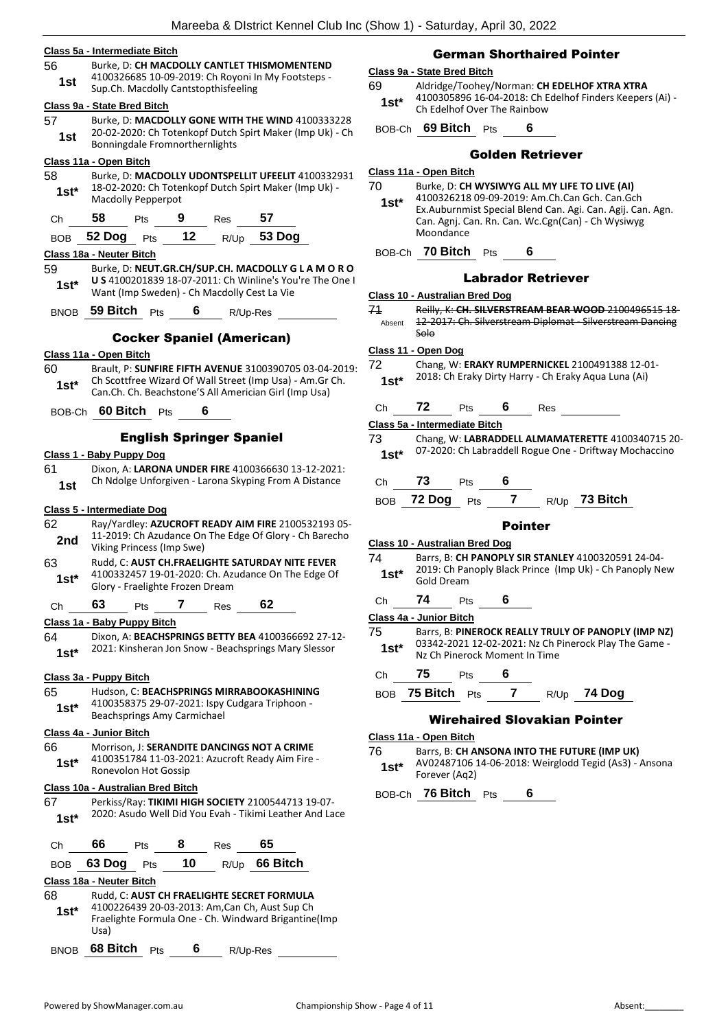**Class 5a - Intermediate Bitch**

56 — 1st — Burke, D: **CH MACDOLLY CANTLET THISMOMENTEND** 4100326685 10-09-2019: Ch Royoni In My Footsteps - Sup.Ch. Macdolly Cantstopthisfeeling

**Class 9a - State Bred Bitch**

57 — 1st — Burke, D: **MACDOLLY GONE WITH THE WIND** 4100333228 20-02-2020: Ch Totenkopf Dutch Spirt Maker (Imp Uk) - Ch Bonningdale Fromnorthernlights

**Class 11a - Open Bitch**

58 — 1st* — Burke, D: **MACDOLLY UDONTSPELLIT UFEELIT** 4100332931 18-02-2020: Ch Totenkopf Dutch Spirt Maker (Imp Uk) - Macdolly Pepperpot

Ch 58 Pts 9 Res 57

BOB 52 Dog Pts 12 R/Up 53 Dog

**Class 18a - Neuter Bitch**

59 — 1st* — Burke, D: **NEUT.GR.CH/SUP.CH. MACDOLLY G L A M O R O U S** 4100201839 18-07-2011: Ch Winline's You're The One I Want (Imp Sweden) - Ch Macdolly Cest La Vie

BNOB 59 Bitch Pts 6 R/Up-Res

## Cocker Spaniel (American)

**Class 11a - Open Bitch**

60 — 1st* — Brault, P: **SUNFIRE FIFTH AVENUE** 3100390705 03-04-2019: Ch Scottfree Wizard Of Wall Street (Imp Usa) - Am.Gr Ch. Can.Ch. Ch. Beachstone'S All American Girl (Imp Usa)

BOB-Ch 60 Bitch Pts 6

## English Springer Spaniel

**Class 1 - Baby Puppy Dog**

61 — 1st — Dixon, A: **LARONA UNDER FIRE** 4100366630 13-12-2021: Ch Ndolge Unforgiven - Larona Skyping From A Distance

**Class 5 - Intermediate Dog**

62 — 2nd — Ray/Yardley: **AZUCROFT READY AIM FIRE** 2100532193 05-11-2019: Ch Azudance On The Edge Of Glory - Ch Barecho Viking Princess (Imp Swe)

63 — 1st* — Rudd, C: **AUST CH.FRAELIGHTE SATURDAY NITE FEVER** 4100332457 19-01-2020: Ch. Azudance On The Edge Of Glory - Fraelighte Frozen Dream

Ch 63 Pts 7 Res 62

**Class 1a - Baby Puppy Bitch**

64 — 1st* — Dixon, A: **BEACHSPRINGS BETTY BEA** 4100366692 27-12-2021: Kinsheran Jon Snow - Beachsprings Mary Slessor

**Class 3a - Puppy Bitch**

65 — 1st* — Hudson, C: **BEACHSPRINGS MIRRABOOKASHINING** 4100358375 29-07-2021: Ispy Cudgara Triphoon - Beachsprings Amy Carmichael

**Class 4a - Junior Bitch**

66 — 1st* — Morrison, J: **SERANDITE DANCINGS NOT A CRIME** 4100351784 11-03-2021: Azucroft Ready Aim Fire - Ronevolon Hot Gossip

**Class 10a - Australian Bred Bitch**

67 — 1st* — Perkiss/Ray: **TIKIMI HIGH SOCIETY** 2100544713 19-07-2020: Asudo Well Did You Evah - Tikimi Leather And Lace

Ch 66 Pts 8 Res 65

BOB 63 Dog Pts 10 R/Up 66 Bitch

**Class 18a - Neuter Bitch**

68 — 1st* — Rudd, C: **AUST CH FRAELIGHTE SECRET FORMULA** 4100226439 20-03-2013: Am,Can Ch, Aust Sup Ch Fraelighte Formula One - Ch. Windward Brigantine(Imp Usa)

BNOB 68 Bitch Pts 6 R/Up-Res

## German Shorthaired Pointer

**Class 9a - State Bred Bitch**

69 — 1st* — Aldridge/Toohey/Norman: **CH EDELHOF XTRA XTRA** 4100305896 16-04-2018: Ch Edelhof Finders Keepers (Ai) - Ch Edelhof Over The Rainbow

BOB-Ch 69 Bitch Pts 6

## Golden Retriever

**Class 11a - Open Bitch**

70 — 1st* — Burke, D: **CH WYSIWYG ALL MY LIFE TO LIVE (AI)** 4100326218 09-09-2019: Am.Ch.Can Gch. Can.Gch Ex.Auburnmist Special Blend Can. Agi. Can. Agij. Can. Agn. Can. Agnj. Can. Rn. Can. Wc.Cgn(Can) - Ch Wysiwyg Moondance

BOB-Ch 70 Bitch Pts 6

## Labrador Retriever

**Class 10 - Australian Bred Dog**

71 — Absent — ~~Reilly, K: **CH. SILVERSTREAM BEAR WOOD** 2100496515 18-12-2017: Ch. Silverstream Diplomat - Silverstream Dancing Solo~~

**Class 11 - Open Dog**

72 — 1st* — Chang, W: **ERAKY RUMPERNICKEL** 2100491388 12-01-2018: Ch Eraky Dirty Harry - Ch Eraky Aqua Luna (Ai)

Ch 72 Pts 6 Res

**Class 5a - Intermediate Bitch**

73 — 1st* — Chang, W: **LABRADDELL ALMAMATERETTE** 4100340715 20-07-2020: Ch Labraddell Rogue One - Driftway Mochaccino

Ch 73 Pts 6

BOB 72 Dog Pts 7 R/Up 73 Bitch

## Pointer

**Class 10 - Australian Bred Dog**

74 — 1st* — Barrs, B: **CH PANOPLY SIR STANLEY** 4100320591 24-04-2019: Ch Panoply Black Prince (Imp Uk) - Ch Panoply New Gold Dream

Ch 74 Pts 6

**Class 4a - Junior Bitch**

75 — 1st* — Barrs, B: **PINEROCK REALLY TRULY OF PANOPLY (IMP NZ)** 03342-2021 12-02-2021: Nz Ch Pinerock Play The Game - Nz Ch Pinerock Moment In Time

Ch 75 Pts 6

BOB 75 Bitch Pts 7 R/Up 74 Dog

## Wirehaired Slovakian Pointer

**Class 11a - Open Bitch**

76 — 1st* — Barrs, B: **CH ANSONA INTO THE FUTURE (IMP UK)** AV02487106 14-06-2018: Weirglodd Tegid (As3) - Ansona Forever (Aq2)

BOB-Ch 76 Bitch Pts 6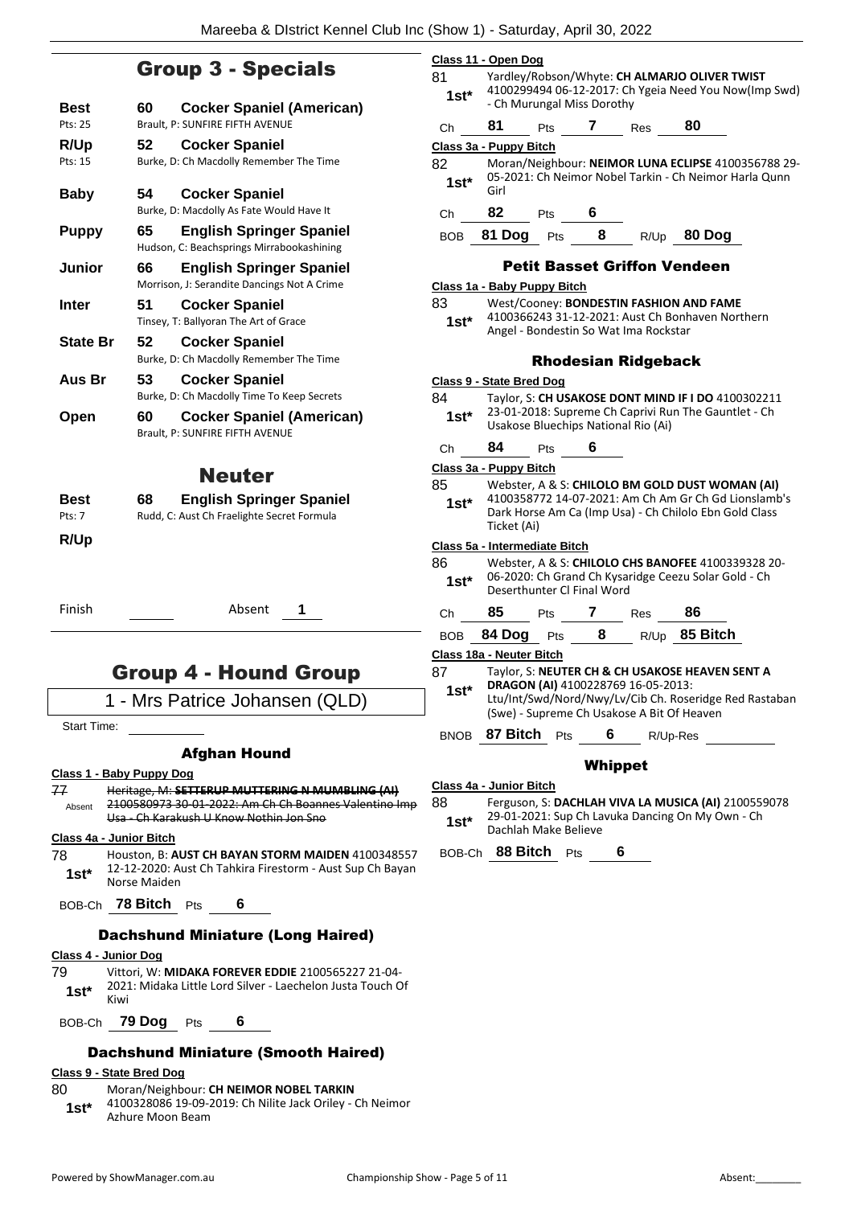## Group 3 - Specials

| | | |
|---|---|---|
| **Best** Pts: 25 | **60** | **Cocker Spaniel (American)** Brault, P: SUNFIRE FIFTH AVENUE |
| **R/Up** Pts: 15 | **52** | **Cocker Spaniel** Burke, D: Ch Macdolly Remember The Time |
| **Baby** | **54** | **Cocker Spaniel** Burke, D: Macdolly As Fate Would Have It |
| **Puppy** | **65** | **English Springer Spaniel** Hudson, C: Beachsprings Mirrabookashining |
| **Junior** | **66** | **English Springer Spaniel** Morrison, J: Serandite Dancings Not A Crime |
| **Inter** | **51** | **Cocker Spaniel** Tinsey, T: Ballyoran The Art of Grace |
| **State Br** | **52** | **Cocker Spaniel** Burke, D: Ch Macdolly Remember The Time |
| **Aus Br** | **53** | **Cocker Spaniel** Burke, D: Ch Macdolly Time To Keep Secrets |
| **Open** | **60** | **Cocker Spaniel (American)** Brault, P: SUNFIRE FIFTH AVENUE |

## Neuter

| | | |
|---|---|---|
| **Best** Pts: 7 | **68** | **English Springer Spaniel** Rudd, C: Aust Ch Fraelighte Secret Formula |
| **R/Up** | | |

Finish ______ Absent **1**

## Group 4 - Hound Group

1 - Mrs Patrice Johansen (QLD)

Start Time: ______

### Afghan Hound

**Class 1 - Baby Puppy Dog**

77 Absent — ~~Heritage, M: **SETTERUP MUTTERING N MUMBLING (AI)** 2100580973 30-01-2022: Am Ch Ch Boannes Valentino Imp Usa - Ch Karakush U Know Nothin Jon Sno~~

**Class 4a - Junior Bitch**

78 **1st*** — Houston, B: **AUST CH BAYAN STORM MAIDEN** 4100348557 12-12-2020: Aust Ch Tahkira Firestorm - Aust Sup Ch Bayan Norse Maiden

BOB-Ch **78 Bitch** Pts **6**

### Dachshund Miniature (Long Haired)

**Class 4 - Junior Dog**

79 **1st*** — Vittori, W: **MIDAKA FOREVER EDDIE** 2100565227 21-04-2021: Midaka Little Lord Silver - Laechelon Justa Touch Of Kiwi

BOB-Ch **79 Dog** Pts **6**

### Dachshund Miniature (Smooth Haired)

**Class 9 - State Bred Dog**

80 **1st*** — Moran/Neighbour: **CH NEIMOR NOBEL TARKIN** 4100328086 19-09-2019: Ch Nilite Jack Oriley - Ch Neimor Azhure Moon Beam

**Class 11 - Open Dog**

81 **1st*** — Yardley/Robson/Whyte: **CH ALMARJO OLIVER TWIST** 4100299494 06-12-2017: Ch Ygeia Need You Now(Imp Swd) - Ch Murungal Miss Dorothy

Ch **81** Pts **7** Res **80**

**Class 3a - Puppy Bitch**

82 **1st*** — Moran/Neighbour: **NEIMOR LUNA ECLIPSE** 4100356788 29-05-2021: Ch Neimor Nobel Tarkin - Ch Neimor Harla Qunn Girl

Ch **82** Pts **6**

BOB **81 Dog** Pts **8** R/Up **80 Dog**

### Petit Basset Griffon Vendeen

**Class 1a - Baby Puppy Bitch**

83 **1st*** — West/Cooney: **BONDESTIN FASHION AND FAME** 4100366243 31-12-2021: Aust Ch Bonhaven Northern Angel - Bondestin So Wat Ima Rockstar

### Rhodesian Ridgeback

**Class 9 - State Bred Dog**

84 **1st*** — Taylor, S: **CH USAKOSE DONT MIND IF I DO** 4100302211 23-01-2018: Supreme Ch Caprivi Run The Gauntlet - Ch Usakose Bluechips National Rio (Ai)

Ch **84** Pts **6**

**Class 3a - Puppy Bitch**

85 **1st*** — Webster, A & S: **CHILOLO BM GOLD DUST WOMAN (AI)** 4100358772 14-07-2021: Am Ch Am Gr Ch Gd Lionslamb's Dark Horse Am Ca (Imp Usa) - Ch Chilolo Ebn Gold Class Ticket (Ai)

**Class 5a - Intermediate Bitch**

86 **1st*** — Webster, A & S: **CHILOLO CHS BANOFEE** 4100339328 20-06-2020: Ch Grand Ch Kysaridge Ceezu Solar Gold - Ch Deserthunter Cl Final Word

Ch **85** Pts **7** Res **86**

BOB **84 Dog** Pts **8** R/Up **85 Bitch**

**Class 18a - Neuter Bitch**

87 **1st*** — Taylor, S: **NEUTER CH & CH USAKOSE HEAVEN SENT A DRAGON (AI)** 4100228769 16-05-2013: Ltu/Int/Swd/Nord/Nwy/Lv/Cib Ch. Roseridge Red Rastaban (Swe) - Supreme Ch Usakose A Bit Of Heaven

BNOB **87 Bitch** Pts **6** R/Up-Res ______

### Whippet

**Class 4a - Junior Bitch**

88 **1st*** — Ferguson, S: **DACHLAH VIVA LA MUSICA (AI)** 2100559078 29-01-2021: Sup Ch Lavuka Dancing On My Own - Ch Dachlah Make Believe

BOB-Ch **88 Bitch** Pts **6**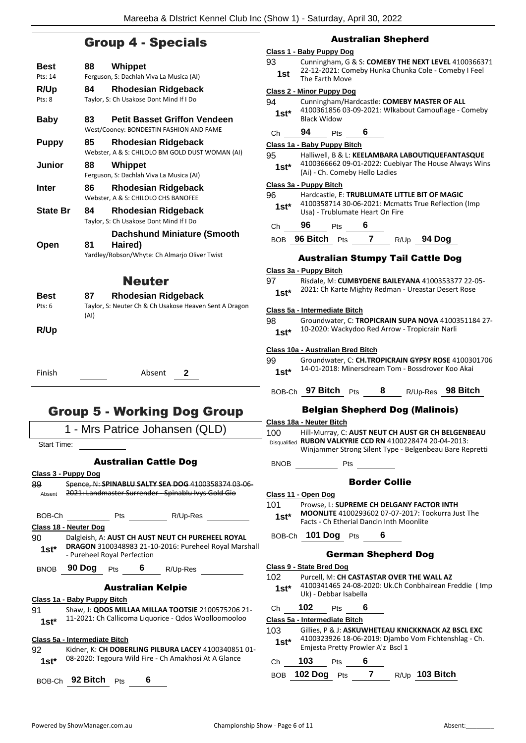## Group 4 - Specials

**Best** — 88 — **Whippet**
Pts: 14 — Ferguson, S: Dachlah Viva La Musica (AI)

**R/Up** — 84 — **Rhodesian Ridgeback**
Pts: 8 — Taylor, S: Ch Usakose Dont Mind If I Do

**Baby** — 83 — **Petit Basset Griffon Vendeen**
West/Cooney: BONDESTIN FASHION AND FAME

**Puppy** — 85 — **Rhodesian Ridgeback**
Webster, A & S: CHILOLO BM GOLD DUST WOMAN (AI)

**Junior** — 88 — **Whippet**
Ferguson, S: Dachlah Viva La Musica (AI)

**Inter** — 86 — **Rhodesian Ridgeback**
Webster, A & S: CHILOLO CHS BANOFEE

**State Br** — 84 — **Rhodesian Ridgeback**
Taylor, S: Ch Usakose Dont Mind If I Do

**Open** — 81 — **Dachshund Miniature (Smooth Haired)**
Yardley/Robson/Whyte: Ch Almarjo Oliver Twist

## Neuter

**Best** — 87 — **Rhodesian Ridgeback**
Pts: 6 — Taylor, S: Neuter Ch & Ch Usakose Heaven Sent A Dragon (AI)

**R/Up**

Finish ______ Absent 2

## Group 5 - Working Dog Group

1 - Mrs Patrice Johansen (QLD)

Start Time: ______

### Australian Cattle Dog

**Class 3 - Puppy Dog**

89 — Absent — ~~Spence, N: **SPINABLU SALTY SEA DOG** 4100358374 03-06-2021: Landmaster Surrender - Spinablu Ivys Gold Gio~~

BOB-Ch ______ Pts ______ R/Up-Res ______

**Class 18 - Neuter Dog**

90 — 1st* — Dalgleish, A: **AUST CH AUST NEUT CH PUREHEEL ROYAL DRAGON** 3100348983 21-10-2016: Pureheel Royal Marshall - Pureheel Royal Perfection

BNOB **90 Dog** Pts **6** R/Up-Res ______

### Australian Kelpie

**Class 1a - Baby Puppy Bitch**

91 — 1st* — Shaw, J: **QDOS MILLAA MILLAA TOOTSIE** 2100575206 21-11-2021: Ch Callicoma Liquorice - Qdos Woolloomooloo

**Class 5a - Intermediate Bitch**

92 — 1st* — Kidner, K: **CH DOBERLING PILBURA LACEY** 4100340851 01-08-2020: Tegoura Wild Fire - Ch Amakhosi At A Glance

BOB-Ch **92 Bitch** Pts **6**

### Australian Shepherd

**Class 1 - Baby Puppy Dog**

93 — 1st — Cunningham, G & S: **COMEBY THE NEXT LEVEL** 4100366371 22-12-2021: Comeby Hunka Chunka Cole - Comeby I Feel The Earth Move

**Class 2 - Minor Puppy Dog**

94 — 1st* — Cunningham/Hardcastle: **COMEBY MASTER OF ALL** 4100361856 03-09-2021: Wlkabout Camouflage - Comeby Black Widow

Ch **94** Pts **6**

**Class 1a - Baby Puppy Bitch**

95 — 1st* — Halliwell, B & L: **KEELAMBARA LABOUTIQUEFANTASQUE** 4100366662 09-01-2022: Cuebiyar The House Always Wins (Ai) - Ch. Comeby Hello Ladies

**Class 3a - Puppy Bitch**

96 — 1st* — Hardcastle, E: **TRUBLUMATE LITTLE BIT OF MAGIC** 4100358714 30-06-2021: Mcmatts True Reflection (Imp Usa) - Trublumate Heart On Fire

Ch **96** Pts **6**

BOB **96 Bitch** Pts **7** R/Up **94 Dog**

### Australian Stumpy Tail Cattle Dog

**Class 3a - Puppy Bitch**

97 — 1st* — Risdale, M: **CUMBYDENE BAILEYANA** 4100353377 22-05-2021: Ch Karte Mighty Redman - Ureastar Desert Rose

**Class 5a - Intermediate Bitch**

98 — 1st* — Groundwater, C: **TROPICRAIN SUPA NOVA** 4100351184 27-10-2020: Wackydoo Red Arrow - Tropicrain Narli

**Class 10a - Australian Bred Bitch**

99 — 1st* — Groundwater, C: **CH.TROPICRAIN GYPSY ROSE** 4100301706 14-01-2018: Minersdream Tom - Bossdrover Koo Akai

BOB-Ch **97 Bitch** Pts **8** R/Up-Res **98 Bitch**

### Belgian Shepherd Dog (Malinois)

**Class 18a - Neuter Bitch**

100 — Disqualified — Hill-Murray, C: **AUST NEUT CH AUST GR CH BELGENBEAU RUBON VALKYRIE CCD RN** 4100228474 20-04-2013: Winjammer Strong Silent Type - Belgenbeau Bare Repretti

BNOB ______ Pts ______

### Border Collie

**Class 11 - Open Dog**

101 — 1st* — Prowse, L: **SUPREME CH DELGANY FACTOR INTH MOONLITE** 4100293602 07-07-2017: Tookurra Just The Facts - Ch Etherial Dancin Inth Moonlite

BOB-Ch **101 Dog** Pts **6**

### German Shepherd Dog

**Class 9 - State Bred Dog**

102 — 1st* — Purcell, M: **CH CASTASTAR OVER THE WALL AZ** 4100341465 24-08-2020: Uk.Ch Conbhairean Freddie ( Imp Uk) - Debbar Isabella

Ch **102** Pts **6**

**Class 5a - Intermediate Bitch**

103 — 1st* — Gillies, P & J: **ASKUWHETEAU KNICKKNACK AZ BSCL EXC** 4100323926 18-06-2019: Djambo Vom Fichtenshlag - Ch. Emjesta Pretty Prowler A'z Bscl 1

Ch **103** Pts **6**

BOB **102 Dog** Pts **7** R/Up **103 Bitch**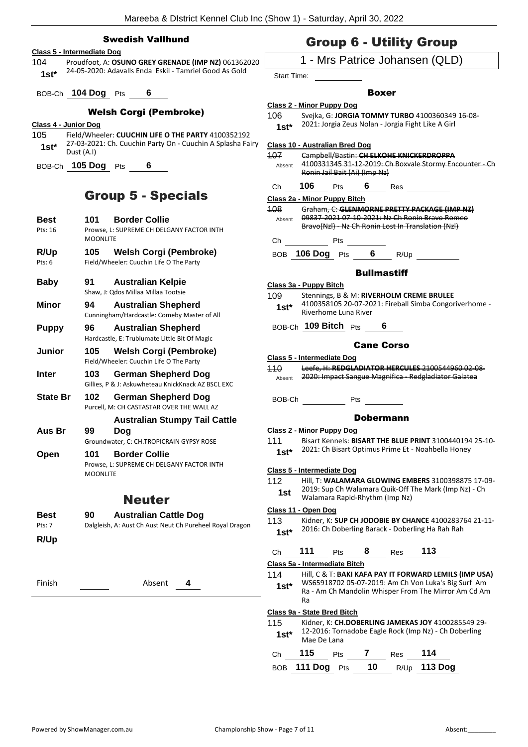## Swedish Vallhund

**Class 5 - Intermediate Dog**

104 **1st*** Proudfoot, A: **OSUNO GREY GRENADE (IMP NZ)** 061362020 24-05-2020: Adavalls Enda Eskil - Tamriel Good As Gold

BOB-Ch **104 Dog** Pts **6**

## Welsh Corgi (Pembroke)

**Class 4 - Junior Dog**

105 **1st*** Field/Wheeler: **CUUCHIN LIFE O THE PARTY** 4100352192 27-03-2021: Ch. Cuuchin Party On - Cuuchin A Splasha Fairy Dust (A.I)

BOB-Ch **105 Dog** Pts **6**

# Group 5 - Specials

| | | |
|---|---|---|
| **Best** Pts: 16 | **101** | **Border Collie** Prowse, L: SUPREME CH DELGANY FACTOR INTH MOONLITE |
| **R/Up** Pts: 6 | **105** | **Welsh Corgi (Pembroke)** Field/Wheeler: Cuuchin Life O The Party |
| **Baby** | **91** | **Australian Kelpie** Shaw, J: Qdos Millaa Millaa Tootsie |
| **Minor** | **94** | **Australian Shepherd** Cunningham/Hardcastle: Comeby Master of All |
| **Puppy** | **96** | **Australian Shepherd** Hardcastle, E: Trublumate Little Bit Of Magic |
| **Junior** | **105** | **Welsh Corgi (Pembroke)** Field/Wheeler: Cuuchin Life O The Party |
| **Inter** | **103** | **German Shepherd Dog** Gillies, P & J: Askuwheteau KnickKnack AZ BSCL EXC |
| **State Br** | **102** | **German Shepherd Dog** Purcell, M: CH CASTASTAR OVER THE WALL AZ |
| **Aus Br** | **99** | **Australian Stumpy Tail Cattle Dog** Groundwater, C: CH.TROPICRAIN GYPSY ROSE |
| **Open** | **101** | **Border Collie** Prowse, L: SUPREME CH DELGANY FACTOR INTH MOONLITE |

# Neuter

| | | |
|---|---|---|
| **Best** Pts: 7 | **90** | **Australian Cattle Dog** Dalgleish, A: Aust Ch Aust Neut Ch Pureheel Royal Dragon |
| **R/Up** | | |

Finish ______ Absent **4**

# Group 6 - Utility Group

## 1 - Mrs Patrice Johansen (QLD)

Start Time:

## Boxer

**Class 2 - Minor Puppy Dog**

106 **1st*** Svejka, G: **JORGIA TOMMY TURBO** 4100360349 16-08-2021: Jorgia Zeus Nolan - Jorgia Fight Like A Girl

**Class 10 - Australian Bred Dog**

~~107~~ Absent ~~Campbell/Bastin: **CH ELKOHE KNICKERDROPPA** 4100331345 31-12-2019: Ch Boxvale Stormy Encounter - Ch Ronin Jail Bait (Ai) (Imp Nz)~~

Ch **106** Pts **6** Res

**Class 2a - Minor Puppy Bitch**

~~108~~ Absent ~~Graham, C: **GLENMORNE PRETTY PACKAGE (IMP NZ)** 09837-2021 07-10-2021: Nz Ch Ronin Bravo Romeo Bravo(Nzl) - Nz Ch Ronin Lost In Translation (Nzl)~~

Ch Pts

BOB **106 Dog** Pts **6** R/Up

## Bullmastiff

**Class 3a - Puppy Bitch**

109 **1st*** Stennings, B & M: **RIVERHOLM CREME BRULEE** 4100358105 20-07-2021: Fireball Simba Congoriverhome - Riverhome Luna River

BOB-Ch **109 Bitch** Pts **6**

## Cane Corso

**Class 5 - Intermediate Dog**

~~110~~ Absent ~~Leefe, H: **REDGLADIATOR HERCULES** 2100544960 02-08-2020: Impact Sangue Magnifica - Redgladiator Galatea~~

BOB-Ch Pts

## Dobermann

**Class 2 - Minor Puppy Dog**

111 **1st*** Bisart Kennels: **BISART THE BLUE PRINT** 3100440194 25-10-2021: Ch Bisart Optimus Prime Et - Noahbella Honey

**Class 5 - Intermediate Dog**

112 **1st** Hill, T: **WALAMARA GLOWING EMBERS** 3100398875 17-09-2019: Sup Ch Walamara Quik-Off The Mark (Imp Nz) - Ch Walamara Rapid-Rhythm (Imp Nz)

**Class 11 - Open Dog**

113 **1st*** Kidner, K: **SUP CH JODOBIE BY CHANCE** 4100283764 21-11-2016: Ch Doberling Barack - Doberling Ha Rah Rah

Ch **111** Pts **8** Res **113**

**Class 5a - Intermediate Bitch**

114 **1st*** Hill, C & T: **BAKI KAFA PAY IT FORWARD LEMILS (IMP USA)** WS65918702 05-07-2019: Am Ch Von Luka's Big Surf Am Ra - Am Ch Mandolin Whisper From The Mirror Am Cd Am Ra

**Class 9a - State Bred Bitch**

115 **1st*** Kidner, K: **CH.DOBERLING JAMEKAS JOY** 4100285549 29-12-2016: Tornadobe Eagle Rock (Imp Nz) - Ch Doberling Mae De Lana

Ch **115** Pts **7** Res **114**

BOB **111 Dog** Pts **10** R/Up **113 Dog**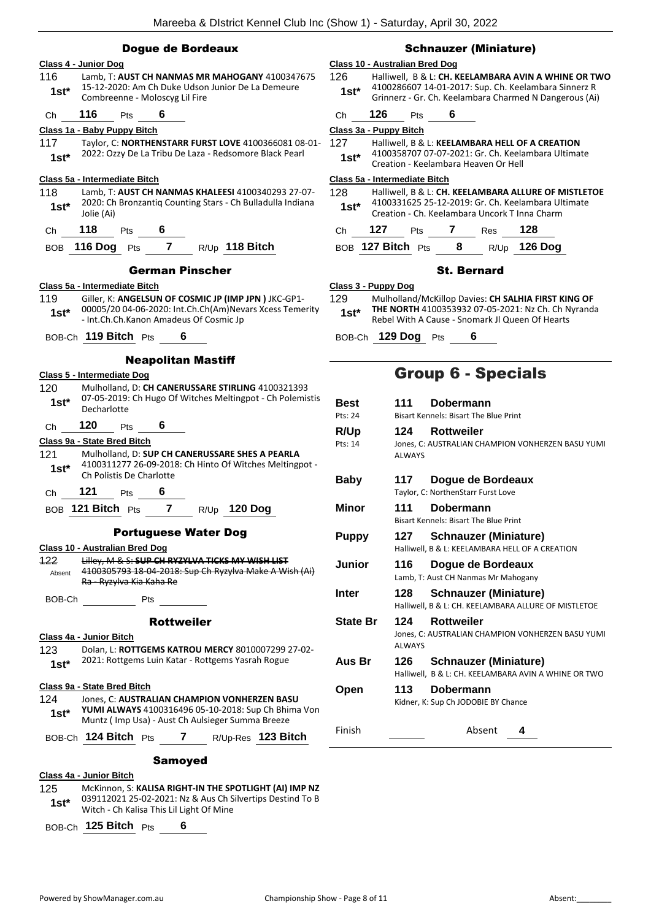## Dogue de Bordeaux

**Class 4 - Junior Dog**

116 — 1st* — Lamb, T: **AUST CH NANMAS MR MAHOGANY** 4100347675 15-12-2020: Am Ch Duke Udson Junior De La Demeure Combreenne - Moloscyg Lil Fire

Ch 116 Pts 6

**Class 1a - Baby Puppy Bitch**

117 — 1st* — Taylor, C: **NORTHENSTARR FURST LOVE** 4100366081 08-01-2022: Ozzy De La Tribu De Laza - Redsomore Black Pearl

**Class 5a - Intermediate Bitch**

118 — 1st* — Lamb, T: **AUST CH NANMAS KHALEESI** 4100340293 27-07-2020: Ch Bronzantiq Counting Stars - Ch Bulladulla Indiana Jolie (Ai)

Ch 118 Pts 6

BOB 116 Dog Pts 7 R/Up 118 Bitch

## German Pinscher

**Class 5a - Intermediate Bitch**

119 — 1st* — Giller, K: **ANGELSUN OF COSMIC JP (IMP JPN )** JKC-GP1-00005/20 04-06-2020: Int.Ch.Ch(Am)Nevars Xcess Temerity - Int.Ch.Ch.Kanon Amadeus Of Cosmic Jp

BOB-Ch 119 Bitch Pts 6

## Neapolitan Mastiff

**Class 5 - Intermediate Dog**

120 — 1st* — Mulholland, D: **CH CANERUSSARE STIRLING** 4100321393 07-05-2019: Ch Hugo Of Witches Meltingpot - Ch Polemistis Decharlotte

Ch 120 Pts 6

**Class 9a - State Bred Bitch**

121 — 1st* — Mulholland, D: **SUP CH CANERUSSARE SHES A PEARLA** 4100311277 26-09-2018: Ch Hinto Of Witches Meltingpot - Ch Polistis De Charlotte

Ch 121 Pts 6

BOB 121 Bitch Pts 7 R/Up 120 Dog

## Portuguese Water Dog

**Class 10 - Australian Bred Dog**

~~122~~ — Absent — ~~Lilley, M & S: **SUP CH RYZYLVA TICKS MY WISH LIST** 4100305793 18-04-2018: Sup Ch Ryzylva Make A Wish (Ai) Ra - Ryzylva Kia Kaha Re~~

BOB-Ch ______ Pts ______

## Rottweiler

**Class 4a - Junior Bitch**

123 — 1st* — Dolan, L: **ROTTGEMS KATROU MERCY** 8010007299 27-02-2021: Rottgems Luin Katar - Rottgems Yasrah Rogue

**Class 9a - State Bred Bitch**

124 — 1st* — Jones, C: **AUSTRALIAN CHAMPION VONHERZEN BASU YUMI ALWAYS** 4100316496 05-10-2018: Sup Ch Bhima Von Muntz ( Imp Usa) - Aust Ch Aulsieger Summa Breeze

BOB-Ch 124 Bitch Pts 7 R/Up-Res 123 Bitch

## Samoyed

**Class 4a - Junior Bitch**

125 — 1st* — McKinnon, S: **KALISA RIGHT-IN THE SPOTLIGHT (AI) IMP NZ** 039112021 25-02-2021: Nz & Aus Ch Silvertips Destind To B Witch - Ch Kalisa This Lil Light Of Mine

BOB-Ch 125 Bitch Pts 6

## Schnauzer (Miniature)

**Class 10 - Australian Bred Dog**

126 — 1st* — Halliwell, B & L: **CH. KEELAMBARA AVIN A WHINE OR TWO** 4100286607 14-01-2017: Sup. Ch. Keelambara Sinnerz R Grinnerz - Gr. Ch. Keelambara Charmed N Dangerous (Ai)

Ch 126 Pts 6

**Class 3a - Puppy Bitch**

127 — 1st* — Halliwell, B & L: **KEELAMBARA HELL OF A CREATION** 4100358707 07-07-2021: Gr. Ch. Keelambara Ultimate Creation - Keelambara Heaven Or Hell

**Class 5a - Intermediate Bitch**

128 — 1st* — Halliwell, B & L: **CH. KEELAMBARA ALLURE OF MISTLETOE** 4100331625 25-12-2019: Gr. Ch. Keelambara Ultimate Creation - Ch. Keelambara Uncork T Inna Charm

Ch 127 Pts 7 Res 128

BOB 127 Bitch Pts 8 R/Up 126 Dog

## St. Bernard

**Class 3 - Puppy Dog**

129 — 1st* — Mulholland/McKillop Davies: **CH SALHIA FIRST KING OF THE NORTH** 4100353932 07-05-2021: Nz Ch. Ch Nyranda Rebel With A Cause - Snomark Jl Queen Of Hearts

BOB-Ch 129 Dog Pts 6

# Group 6 - Specials

| Award | No. | Breed / Exhibitor |
|---|---|---|
| **Best** (Pts: 24) | 111 | **Dobermann** — Bisart Kennels: Bisart The Blue Print |
| **R/Up** (Pts: 14) | 124 | **Rottweiler** — Jones, C: AUSTRALIAN CHAMPION VONHERZEN BASU YUMI ALWAYS |
| **Baby** | 117 | **Dogue de Bordeaux** — Taylor, C: NorthenStarr Furst Love |
| **Minor** | 111 | **Dobermann** — Bisart Kennels: Bisart The Blue Print |
| **Puppy** | 127 | **Schnauzer (Miniature)** — Halliwell, B & L: KEELAMBARA HELL OF A CREATION |
| **Junior** | 116 | **Dogue de Bordeaux** — Lamb, T: Aust CH Nanmas Mr Mahogany |
| **Inter** | 128 | **Schnauzer (Miniature)** — Halliwell, B & L: CH. KEELAMBARA ALLURE OF MISTLETOE |
| **State Br** | 124 | **Rottweiler** — Jones, C: AUSTRALIAN CHAMPION VONHERZEN BASU YUMI ALWAYS |
| **Aus Br** | 126 | **Schnauzer (Miniature)** — Halliwell, B & L: CH. KEELAMBARA AVIN A WHINE OR TWO |
| **Open** | 113 | **Dobermann** — Kidner, K: Sup Ch JODOBIE BY Chance |

Finish ______ Absent 4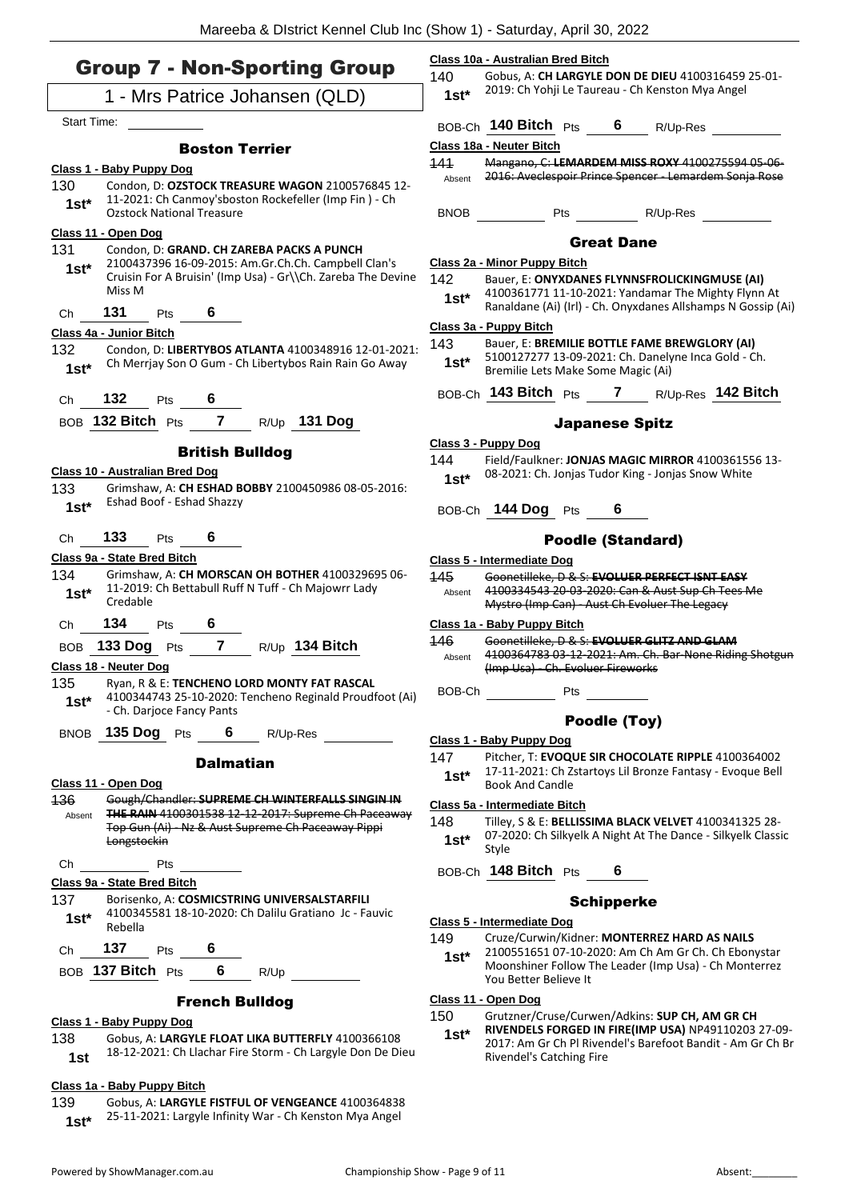# Group 7 - Non-Sporting Group

## 1 - Mrs Patrice Johansen (QLD)

Start Time:

### Boston Terrier

**Class 1 - Baby Puppy Dog**

130 1st* Condon, D: **OZSTOCK TREASURE WAGON** 2100576845 12-11-2021: Ch Canmoy'sboston Rockefeller (Imp Fin ) - Ch Ozstock National Treasure

**Class 11 - Open Dog**

131 1st* Condon, D: **GRAND. CH ZAREBA PACKS A PUNCH** 2100437396 16-09-2015: Am.Gr.Ch.Ch. Campbell Clan's Cruisin For A Bruisin' (Imp Usa) - Gr\\Ch. Zareba The Devine Miss M

Ch 131 Pts 6

**Class 4a - Junior Bitch**

132 1st* Condon, D: **LIBERTYBOS ATLANTA** 4100348916 12-01-2021: Ch Merrjay Son O Gum - Ch Libertybos Rain Rain Go Away

Ch 132 Pts 6

BOB 132 Bitch Pts 7 R/Up 131 Dog

### British Bulldog

**Class 10 - Australian Bred Dog**

133 1st* Grimshaw, A: **CH ESHAD BOBBY** 2100450986 08-05-2016: Eshad Boof - Eshad Shazzy

Ch 133 Pts 6

**Class 9a - State Bred Bitch**

134 1st* Grimshaw, A: **CH MORSCAN OH BOTHER** 4100329695 06-11-2019: Ch Bettabull Ruff N Tuff - Ch Majowrr Lady Credable

Ch 134 Pts 6

BOB 133 Dog Pts 7 R/Up 134 Bitch

**Class 18 - Neuter Dog**

135 1st* Ryan, R & E: **TENCHENO LORD MONTY FAT RASCAL** 4100344743 25-10-2020: Tencheno Reginald Proudfoot (Ai) - Ch. Darjoce Fancy Pants

BNOB 135 Dog Pts 6 R/Up-Res

### Dalmatian

**Class 11 - Open Dog**

~~136 Gough/Chandler: **SUPREME CH WINTERFALLS SINGIN IN THE RAIN** 4100301538 12-12-2017: Supreme Ch Paceaway Top Gun (Ai) - Nz & Aust Supreme Ch Paceaway Pippi Longstockin~~ Absent

Ch Pts

**Class 9a - State Bred Bitch**

137 1st* Borisenko, A: **COSMICSTRING UNIVERSALSTARFILI** 4100345581 18-10-2020: Ch Dalilu Gratiano Jc - Fauvic Rebella

Ch 137 Pts 6

BOB 137 Bitch Pts 6 R/Up

### French Bulldog

**Class 1 - Baby Puppy Dog**

138 1st Gobus, A: **LARGYLE FLOAT LIKA BUTTERFLY** 4100366108 18-12-2021: Ch Llachar Fire Storm - Ch Largyle Don De Dieu

**Class 1a - Baby Puppy Bitch**

139 1st* Gobus, A: **LARGYLE FISTFUL OF VENGEANCE** 4100364838 25-11-2021: Largyle Infinity War - Ch Kenston Mya Angel

**Class 10a - Australian Bred Bitch**

140 1st* Gobus, A: **CH LARGYLE DON DE DIEU** 4100316459 25-01-2019: Ch Yohji Le Taureau - Ch Kenston Mya Angel

BOB-Ch 140 Bitch Pts 6 R/Up-Res

**Class 18a - Neuter Bitch**

~~141 Mangano, C: **LEMARDEM MISS ROXY** 4100275594 05-06-2016: Aveclespoir Prince Spencer - Lemardem Sonja Rose~~ Absent

BNOB Pts R/Up-Res

### Great Dane

**Class 2a - Minor Puppy Bitch**

142 1st* Bauer, E: **ONYXDANES FLYNNSFROLICKINGMUSE (AI)** 4100361771 11-10-2021: Yandamar The Mighty Flynn At Ranaldane (Ai) (Irl) - Ch. Onyxdanes Allshamps N Gossip (Ai)

**Class 3a - Puppy Bitch**

143 1st* Bauer, E: **BREMILIE BOTTLE FAME BREWGLORY (AI)** 5100127277 13-09-2021: Ch. Danelyne Inca Gold - Ch. Bremilie Lets Make Some Magic (Ai)

BOB-Ch 143 Bitch Pts 7 R/Up-Res 142 Bitch

### Japanese Spitz

**Class 3 - Puppy Dog**

144 1st* Field/Faulkner: **JONJAS MAGIC MIRROR** 4100361556 13-08-2021: Ch. Jonjas Tudor King - Jonjas Snow White

BOB-Ch 144 Dog Pts 6

### Poodle (Standard)

**Class 5 - Intermediate Dog**

~~145 Goonetilleke, D & S: **EVOLUER PERFECT ISNT EASY** 4100334543 20-03-2020: Can & Aust Sup Ch Tees Me Mystro (Imp Can) - Aust Ch Evoluer The Legacy~~ Absent

**Class 1a - Baby Puppy Bitch**

~~146 Goonetilleke, D & S: **EVOLUER GLITZ AND GLAM** 4100364783 03-12-2021: Am. Ch. Bar-None Riding Shotgun (Imp Usa) - Ch. Evoluer Fireworks~~ Absent

BOB-Ch Pts

### Poodle (Toy)

**Class 1 - Baby Puppy Dog**

147 1st* Pitcher, T: **EVOQUE SIR CHOCOLATE RIPPLE** 4100364002 17-11-2021: Ch Zstartoys Lil Bronze Fantasy - Evoque Bell Book And Candle

**Class 5a - Intermediate Bitch**

148 1st* Tilley, S & E: **BELLISSIMA BLACK VELVET** 4100341325 28-07-2020: Ch Silkyelk A Night At The Dance - Silkyelk Classic Style

BOB-Ch 148 Bitch Pts 6

### Schipperke

**Class 5 - Intermediate Dog**

149 1st* Cruze/Curwin/Kidner: **MONTERREZ HARD AS NAILS** 2100551651 07-10-2020: Am Ch Am Gr Ch. Ch Ebonystar Moonshiner Follow The Leader (Imp Usa) - Ch Monterrez You Better Believe It

**Class 11 - Open Dog**

150 1st* Grutzner/Cruse/Curwen/Adkins: **SUP CH, AM GR CH RIVENDELS FORGED IN FIRE(IMP USA)** NP49110203 27-09-2017: Am Gr Ch Pl Rivendel's Barefoot Bandit - Am Gr Ch Br Rivendel's Catching Fire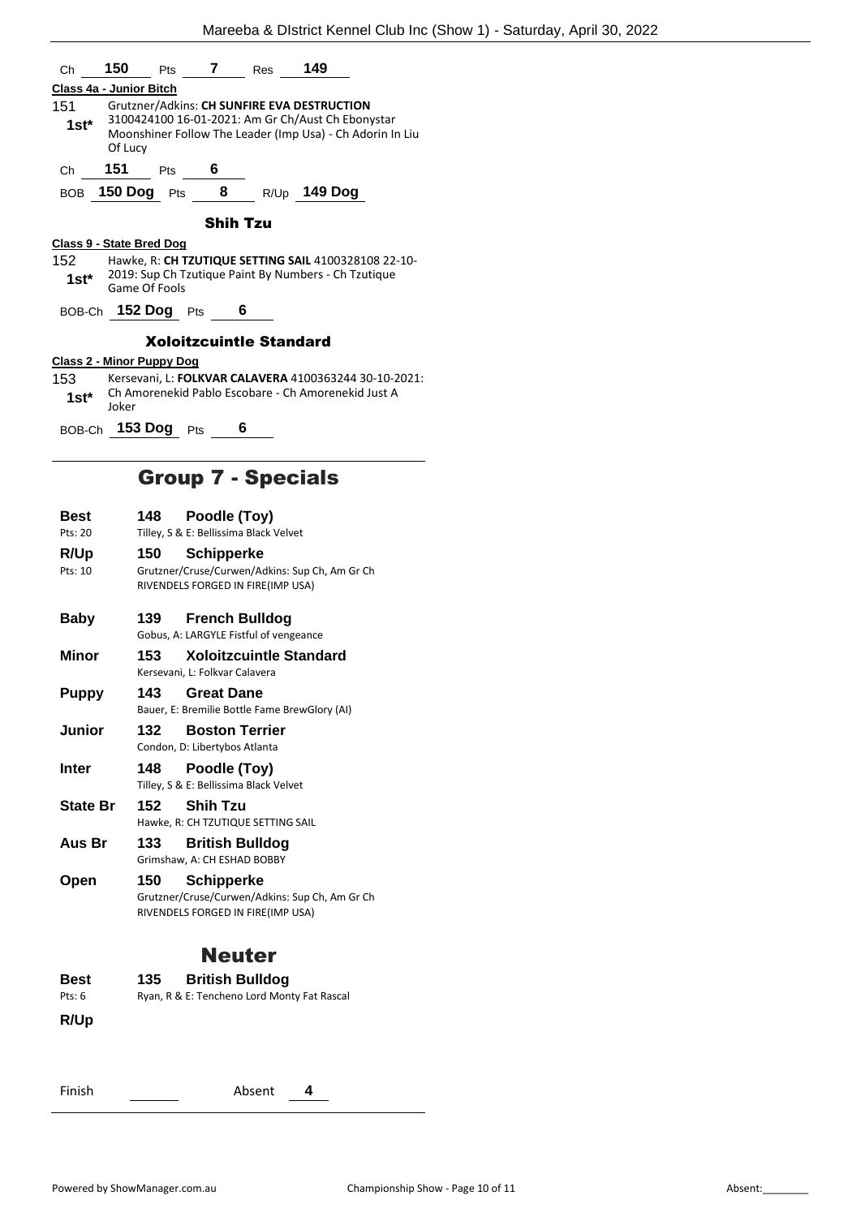Ch **150** Pts **7** Res **149**

**Class 4a - Junior Bitch**

151 **1st*** Grutzner/Adkins: **CH SUNFIRE EVA DESTRUCTION** 3100424100 16-01-2021: Am Gr Ch/Aust Ch Ebonystar Moonshiner Follow The Leader (Imp Usa) - Ch Adorin In Liu Of Lucy

Ch **151** Pts **6**

BOB **150 Dog** Pts **8** R/Up **149 Dog**

### Shih Tzu

**Class 9 - State Bred Dog**

152 **1st*** Hawke, R: **CH TZUTIQUE SETTING SAIL** 4100328108 22-10-2019: Sup Ch Tzutique Paint By Numbers - Ch Tzutique Game Of Fools

BOB-Ch **152 Dog** Pts **6**

### Xoloitzcuintle Standard

**Class 2 - Minor Puppy Dog**

153 **1st*** Kersevani, L: **FOLKVAR CALAVERA** 4100363244 30-10-2021: Ch Amorenekid Pablo Escobare - Ch Amorenekid Just A Joker

BOB-Ch **153 Dog** Pts **6**

## Group 7 - Specials

**Best** Pts: 20 — **148 Poodle (Toy)**
Tilley, S & E: Bellissima Black Velvet

**R/Up** Pts: 10 — **150 Schipperke**
Grutzner/Cruse/Curwen/Adkins: Sup Ch, Am Gr Ch RIVENDELS FORGED IN FIRE(IMP USA)

**Baby** — **139 French Bulldog**
Gobus, A: LARGYLE Fistful of vengeance

**Minor** — **153 Xoloitzcuintle Standard**
Kersevani, L: Folkvar Calavera

**Puppy** — **143 Great Dane**
Bauer, E: Bremilie Bottle Fame BrewGlory (AI)

**Junior** — **132 Boston Terrier**
Condon, D: Libertybos Atlanta

**Inter** — **148 Poodle (Toy)**
Tilley, S & E: Bellissima Black Velvet

**State Br** — **152 Shih Tzu**
Hawke, R: CH TZUTIQUE SETTING SAIL

**Aus Br** — **133 British Bulldog**
Grimshaw, A: CH ESHAD BOBBY

**Open** — **150 Schipperke**
Grutzner/Cruse/Curwen/Adkins: Sup Ch, Am Gr Ch RIVENDELS FORGED IN FIRE(IMP USA)

## Neuter

**Best** Pts: 6 — **135 British Bulldog**
Ryan, R & E: Tencheno Lord Monty Fat Rascal

**R/Up**

Finish ______ Absent **4**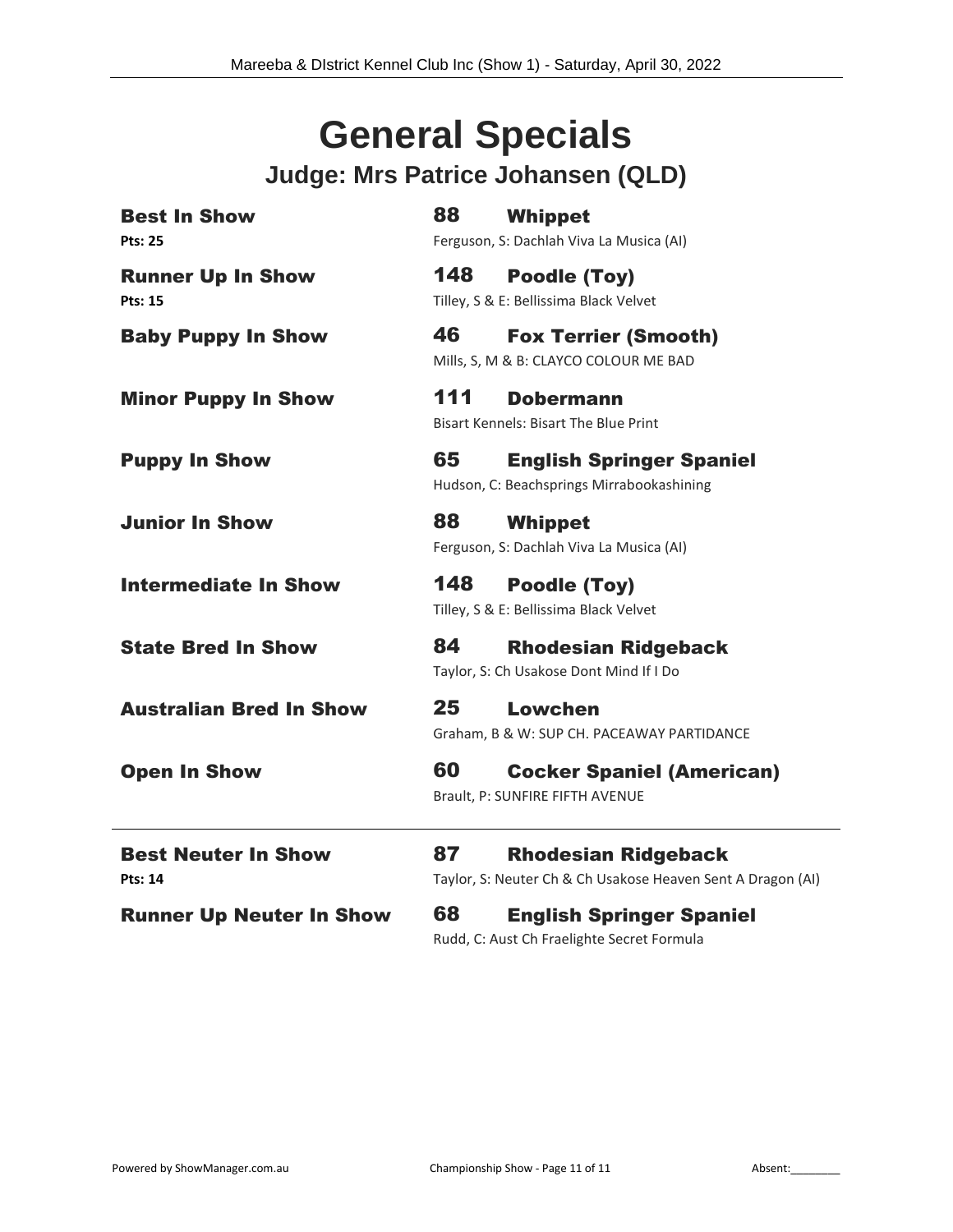# General Specials

## Judge: Mrs Patrice Johansen (QLD)

| | | |
|---|---|---|
| **Best In Show**<br>**Pts: 25** | **88** | **Whippet**<br>Ferguson, S: Dachlah Viva La Musica (AI) |
| **Runner Up In Show**<br>**Pts: 15** | **148** | **Poodle (Toy)**<br>Tilley, S & E: Bellissima Black Velvet |
| **Baby Puppy In Show** | **46** | **Fox Terrier (Smooth)**<br>Mills, S, M & B: CLAYCO COLOUR ME BAD |
| **Minor Puppy In Show** | **111** | **Dobermann**<br>Bisart Kennels: Bisart The Blue Print |
| **Puppy In Show** | **65** | **English Springer Spaniel**<br>Hudson, C: Beachsprings Mirrabookashining |
| **Junior In Show** | **88** | **Whippet**<br>Ferguson, S: Dachlah Viva La Musica (AI) |
| **Intermediate In Show** | **148** | **Poodle (Toy)**<br>Tilley, S & E: Bellissima Black Velvet |
| **State Bred In Show** | **84** | **Rhodesian Ridgeback**<br>Taylor, S: Ch Usakose Dont Mind If I Do |
| **Australian Bred In Show** | **25** | **Lowchen**<br>Graham, B & W: SUP CH. PACEAWAY PARTIDANCE |
| **Open In Show** | **60** | **Cocker Spaniel (American)**<br>Brault, P: SUNFIRE FIFTH AVENUE |

---

| | | |
|---|---|---|
| **Best Neuter In Show**<br>**Pts: 14** | **87** | **Rhodesian Ridgeback**<br>Taylor, S: Neuter Ch & Ch Usakose Heaven Sent A Dragon (AI) |
| **Runner Up Neuter In Show** | **68** | **English Springer Spaniel**<br>Rudd, C: Aust Ch Fraelighte Secret Formula |

Absent:________